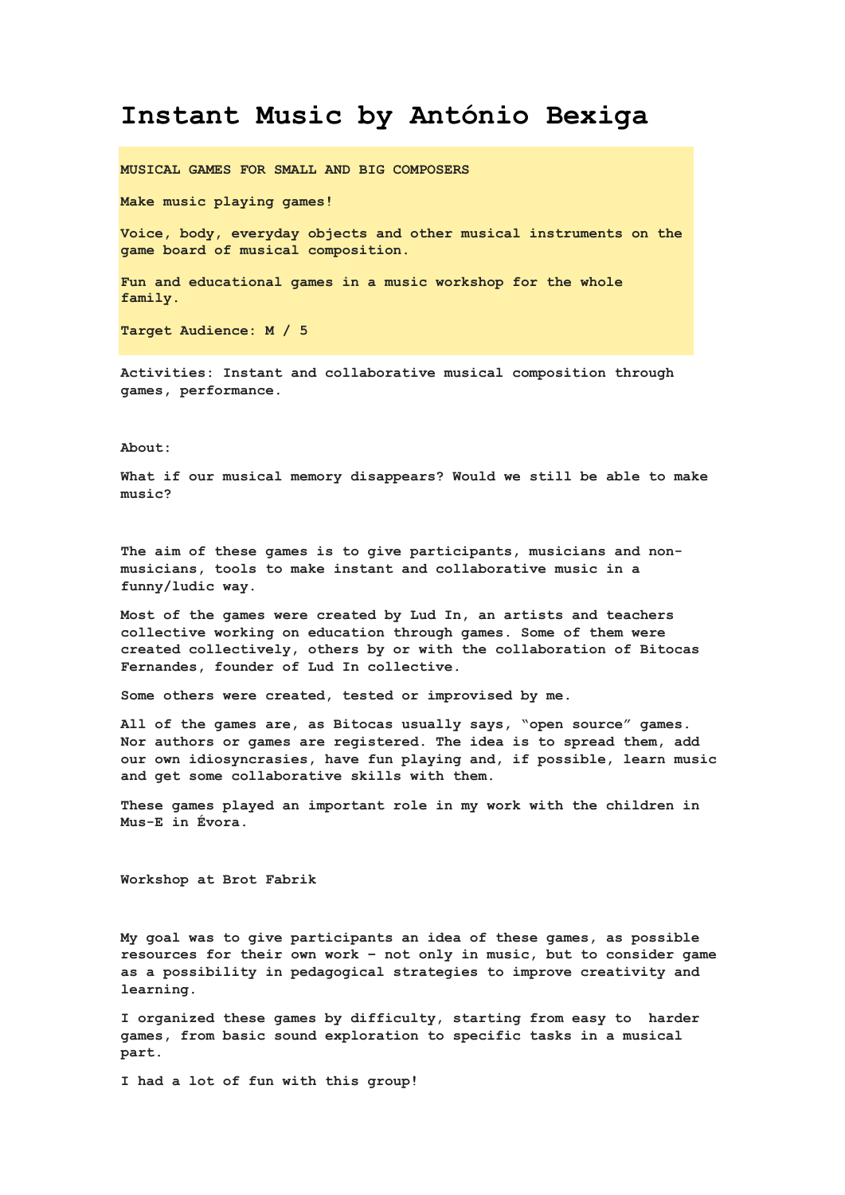# Instant Music by António Bexiga

**MUSICAL GAMES FOR SMALL AND BIG COMPOSERS**

**Make music playing games!**

**Voice, body, everyday objects and other musical instruments on the game board of musical composition.**

**Fun and educational games in a music workshop for the whole family.**

**Target Audience: M / 5**

**Activities: Instant and collaborative musical composition through games, performance.**

**About:**

**What if our musical memory disappears? Would we still be able to make music?**

**The aim of these games is to give participants, musicians and non-musicians, tools to make instant and collaborative music in a funny/ludic way.**

**Most of the games were created by Lud In, an artists and teachers collective working on education through games. Some of them were created collectively, others by or with the collaboration of Bitocas Fernandes, founder of Lud In collective.**

**Some others were created, tested or improvised by me.**

**All of the games are, as Bitocas usually says, "open source" games. Nor authors or games are registered. The idea is to spread them, add our own idiosyncrasies, have fun playing and, if possible, learn music and get some collaborative skills with them.**

**These games played an important role in my work with the children in Mus-E in Évora.**

**Workshop at Brot Fabrik**

**My goal was to give participants an idea of these games, as possible resources for their own work – not only in music, but to consider game as a possibility in pedagogical strategies to improve creativity and learning.**

**I organized these games by difficulty, starting from easy to harder games, from basic sound exploration to specific tasks in a musical part.**

**I had a lot of fun with this group!**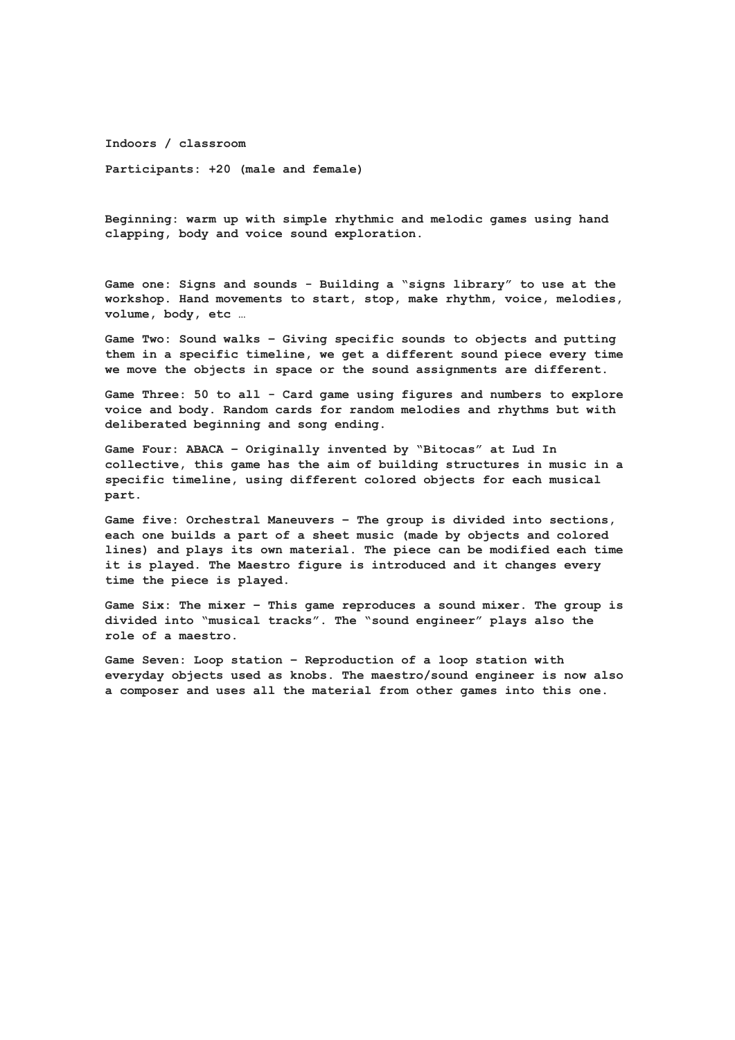**Indoors / classroom**

**Participants: +20 (male and female)**

**Beginning: warm up with simple rhythmic and melodic games using hand clapping, body and voice sound exploration.**

**Game one: Signs and sounds - Building a "signs library" to use at the workshop. Hand movements to start, stop, make rhythm, voice, melodies, volume, body, etc …**

**Game Two: Sound walks – Giving specific sounds to objects and putting them in a specific timeline, we get a different sound piece every time we move the objects in space or the sound assignments are different.**

**Game Three: 50 to all - Card game using figures and numbers to explore voice and body. Random cards for random melodies and rhythms but with deliberated beginning and song ending.**

**Game Four: ABACA – Originally invented by "Bitocas" at Lud In collective, this game has the aim of building structures in music in a specific timeline, using different colored objects for each musical part.**

**Game five: Orchestral Maneuvers – The group is divided into sections, each one builds a part of a sheet music (made by objects and colored lines) and plays its own material. The piece can be modified each time it is played. The Maestro figure is introduced and it changes every time the piece is played.**

**Game Six: The mixer – This game reproduces a sound mixer. The group is divided into "musical tracks". The "sound engineer" plays also the role of a maestro.**

**Game Seven: Loop station – Reproduction of a loop station with everyday objects used as knobs. The maestro/sound engineer is now also a composer and uses all the material from other games into this one.**